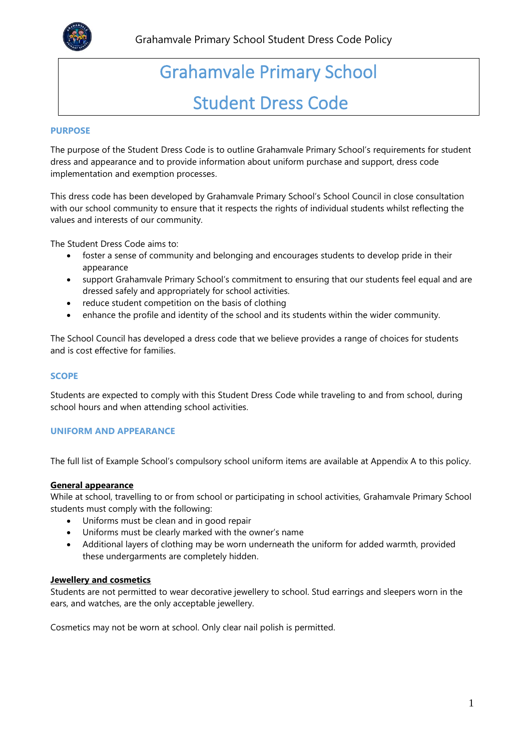# Grahamvale Primary School

# Student Dress Code

## PURPOSE

The purpose of the Student Dress Code is to outline Grahamvale Primary School's requirements for student dress and appearance and to provide information about uniform purchase and support, dress code implementation and exemption processes.

This dress code has been developed by Grahamvale Primary School's School Council in close consultation with our school community to ensure that it respects the rights of individual students whilst reflecting the values and interests of our community.

The Student Dress Code aims to:

- foster a sense of community and belonging and encourages students to develop pride in their appearance
- support Grahamvale Primary School's commitment to ensuring that our students feel equal and are dressed safely and appropriately for school activities.
- reduce student competition on the basis of clothing
- enhance the profile and identity of the school and its students within the wider community.

The School Council has developed a dress code that we believe provides a range of choices for students and is cost effective for families.

## SCOPE

Students are expected to comply with this Student Dress Code while traveling to and from school, during school hours and when attending school activities.

## UNIFORM AND APPEARANCE

The full list of Example School's compulsory school uniform items are available at Appendix A to this policy.

**General appearance**

While at school, travelling to or from school or participating in school activities, Grahamvale Primary School students must comply with the following:

- Uniforms must be clean and in good repair
- Uniforms must be clearly marked with the owner's name
- Additional layers of clothing may be worn underneath the uniform for added warmth, provided these undergarments are completely hidden.

**Jewellery and cosmetics**

Students are not permitted to wear decorative jewellery to school. Stud earrings and sleepers worn in the ears, and watches, are the only acceptable jewellery.

Cosmetics may not be worn at school. Only clear nail polish is permitted.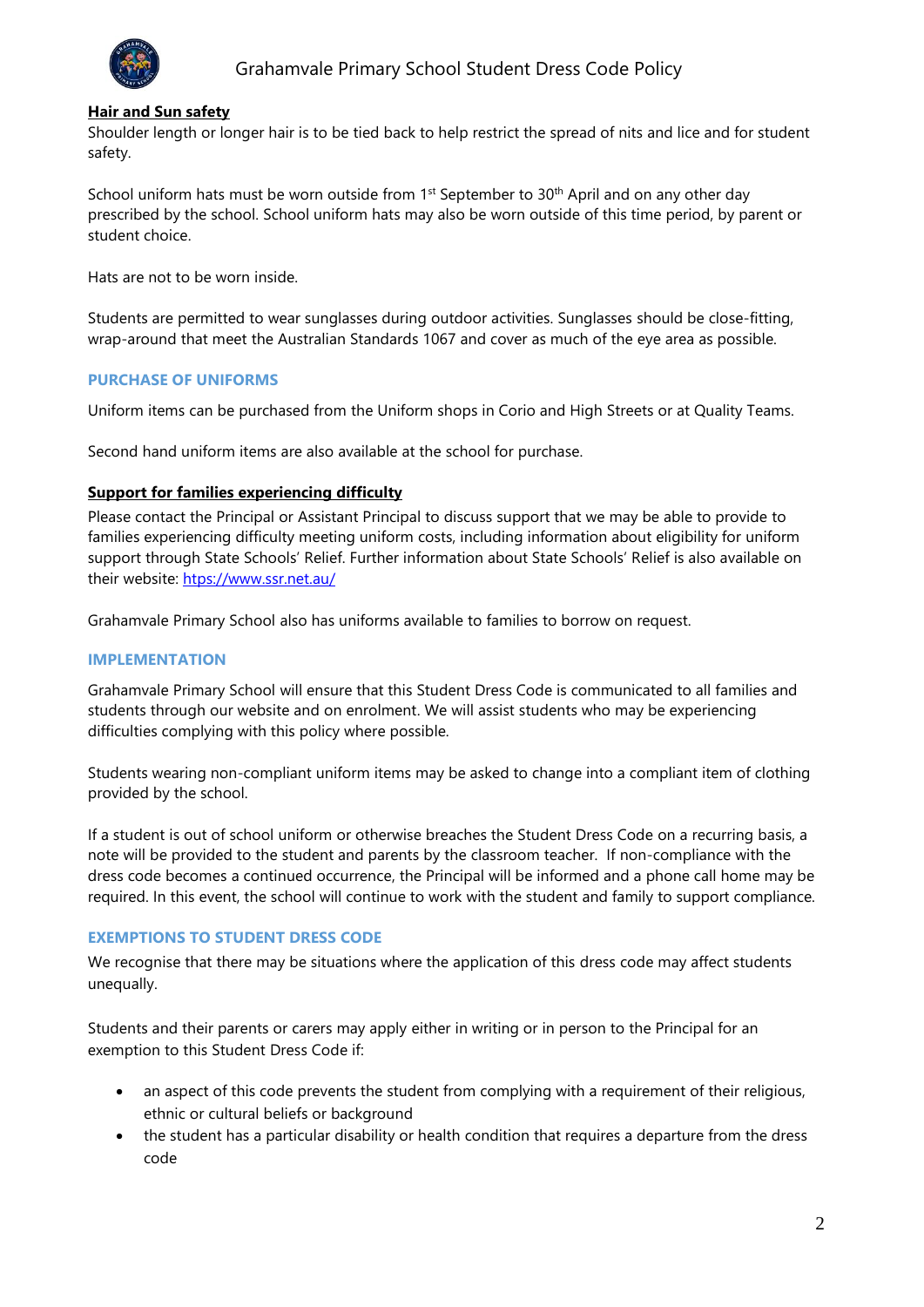**Hair and Sun safety**

Shoulder length or longer hair is to be tied back to help restrict the spread of nits and lice and for student safety.

School uniform hats must be worn outside from 1st September to 30th April and on any other day prescribed by the school. School uniform hats may also be worn outside of this time period, by parent or student choice.

Hats are not to be worn inside.

Students are permitted to wear sunglasses during outdoor activities. Sunglasses should be close-fitting, wrap-around that meet the Australian Standards 1067 and cover as much of the eye area as possible.

## PURCHASE OF UNIFORMS

Uniform items can be purchased from the Uniform shops in Corio and High Streets or at Quality Teams.

Second hand uniform items are also available at the school for purchase.

**Support for families experiencing difficulty**

Please contact the Principal or Assistant Principal to discuss support that we may be able to provide to families experiencing difficulty meeting uniform costs, including information about eligibility for uniform support through State Schools' Relief. Further information about State Schools' Relief is also available on their website: https://www.ssr.net.au/

Grahamvale Primary School also has uniforms available to families to borrow on request.

## IMPLEMENTATION

Grahamvale Primary School will ensure that this Student Dress Code is communicated to all families and students through our website and on enrolment. We will assist students who may be experiencing difficulties complying with this policy where possible.

Students wearing non-compliant uniform items may be asked to change into a compliant item of clothing provided by the school.

If a student is out of school uniform or otherwise breaches the Student Dress Code on a recurring basis, a note will be provided to the student and parents by the classroom teacher. If non-compliance with the dress code becomes a continued occurrence, the Principal will be informed and a phone call home may be required. In this event, the school will continue to work with the student and family to support compliance.

## EXEMPTIONS TO STUDENT DRESS CODE

We recognise that there may be situations where the application of this dress code may affect students unequally.

Students and their parents or carers may apply either in writing or in person to the Principal for an exemption to this Student Dress Code if:

- an aspect of this code prevents the student from complying with a requirement of their religious, ethnic or cultural beliefs or background
- the student has a particular disability or health condition that requires a departure from the dress code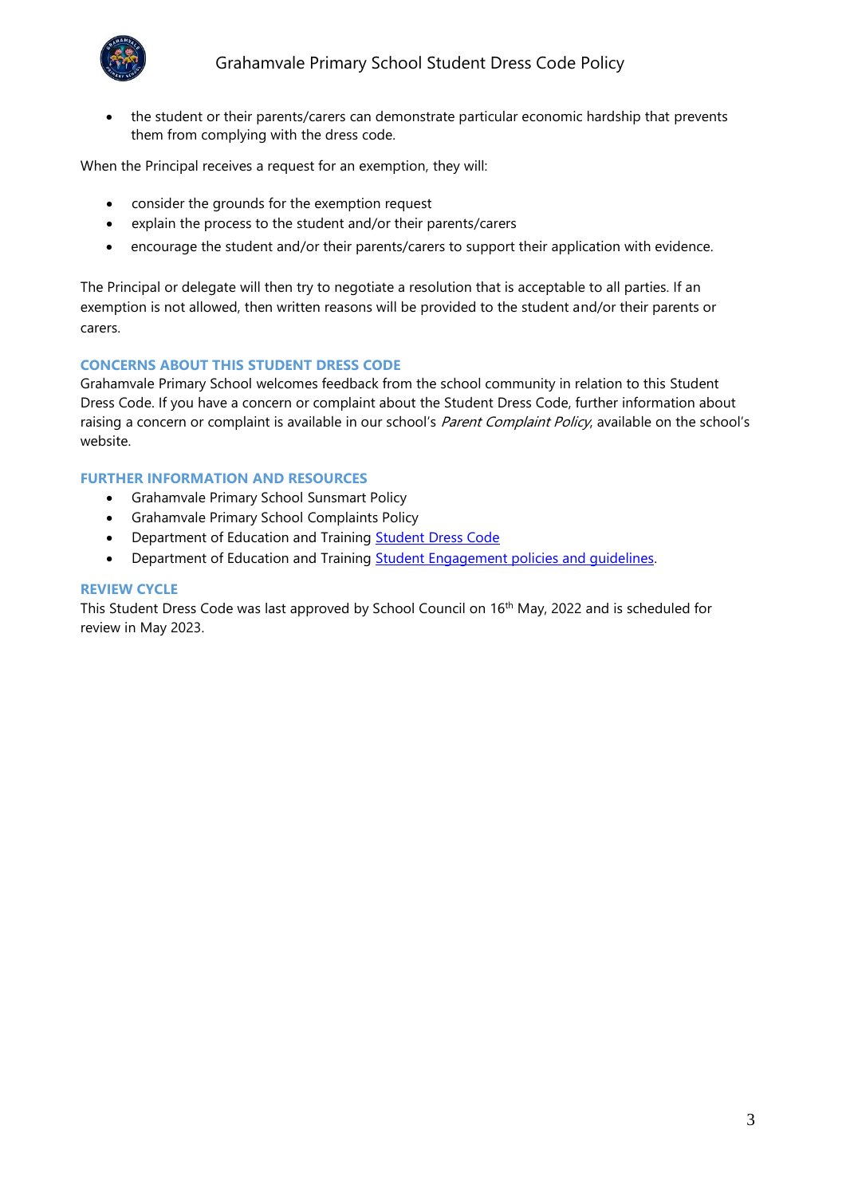- the student or their parents/carers can demonstrate particular economic hardship that prevents them from complying with the dress code.

When the Principal receives a request for an exemption, they will:

- consider the grounds for the exemption request
- explain the process to the student and/or their parents/carers
- encourage the student and/or their parents/carers to support their application with evidence.

The Principal or delegate will then try to negotiate a resolution that is acceptable to all parties. If an exemption is not allowed, then written reasons will be provided to the student and/or their parents or carers.

## CONCERNS ABOUT THIS STUDENT DRESS CODE

Grahamvale Primary School welcomes feedback from the school community in relation to this Student Dress Code. If you have a concern or complaint about the Student Dress Code, further information about raising a concern or complaint is available in our school's *Parent Complaint Policy*, available on the school's website.

## FURTHER INFORMATION AND RESOURCES

- Grahamvale Primary School Sunsmart Policy
- Grahamvale Primary School Complaints Policy
- Department of Education and Training Student Dress Code
- Department of Education and Training Student Engagement policies and guidelines.

## REVIEW CYCLE

This Student Dress Code was last approved by School Council on 16th May, 2022 and is scheduled for review in May 2023.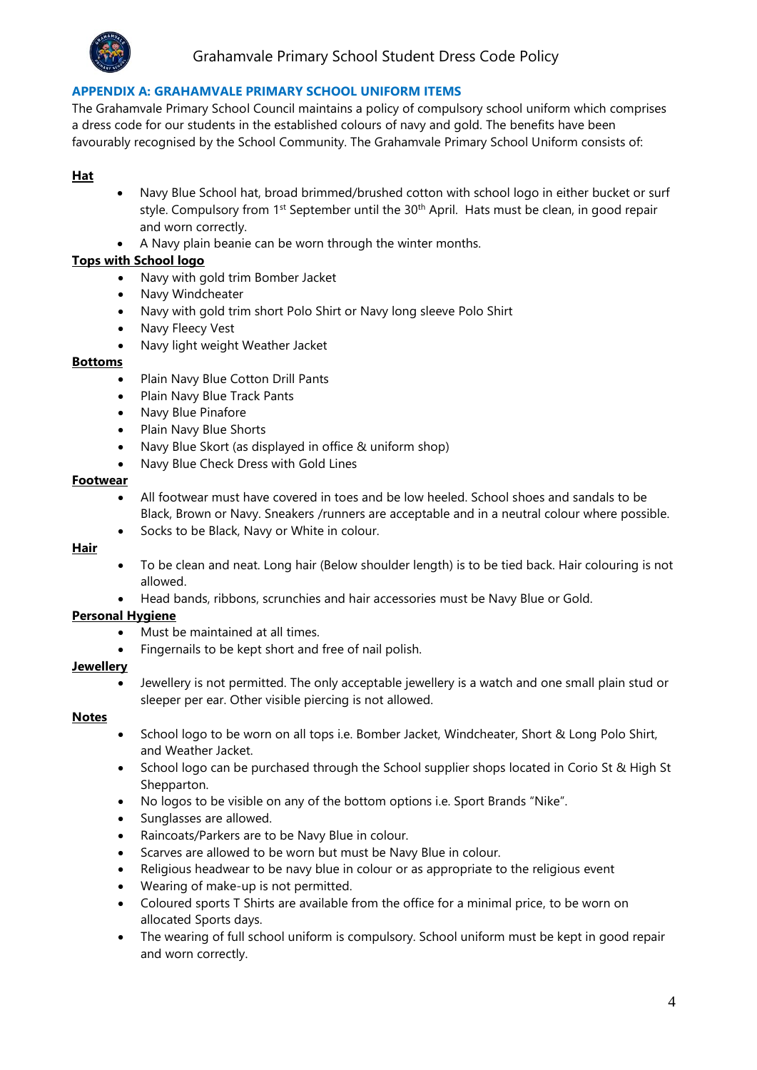### APPENDIX A: GRAHAMVALE PRIMARY SCHOOL UNIFORM ITEMS

The Grahamvale Primary School Council maintains a policy of compulsory school uniform which comprises a dress code for our students in the established colours of navy and gold. The benefits have been favourably recognised by the School Community. The Grahamvale Primary School Uniform consists of:

**Hat**

- Navy Blue School hat, broad brimmed/brushed cotton with school logo in either bucket or surf style. Compulsory from 1st September until the 30th April. Hats must be clean, in good repair and worn correctly.
- A Navy plain beanie can be worn through the winter months.

**Tops with School logo**

- Navy with gold trim Bomber Jacket
- Navy Windcheater
- Navy with gold trim short Polo Shirt or Navy long sleeve Polo Shirt
- Navy Fleecy Vest
- Navy light weight Weather Jacket

**Bottoms**

- Plain Navy Blue Cotton Drill Pants
- Plain Navy Blue Track Pants
- Navy Blue Pinafore
- Plain Navy Blue Shorts
- Navy Blue Skort (as displayed in office & uniform shop)
- Navy Blue Check Dress with Gold Lines

**Footwear**

- All footwear must have covered in toes and be low heeled. School shoes and sandals to be Black, Brown or Navy. Sneakers /runners are acceptable and in a neutral colour where possible.
- Socks to be Black, Navy or White in colour.

**Hair**

- To be clean and neat. Long hair (Below shoulder length) is to be tied back. Hair colouring is not allowed.
- Head bands, ribbons, scrunchies and hair accessories must be Navy Blue or Gold.

**Personal Hygiene**

- Must be maintained at all times.
- Fingernails to be kept short and free of nail polish.

**Jewellery**

- Jewellery is not permitted. The only acceptable jewellery is a watch and one small plain stud or sleeper per ear. Other visible piercing is not allowed.

**Notes**

- School logo to be worn on all tops i.e. Bomber Jacket, Windcheater, Short & Long Polo Shirt, and Weather Jacket.
- School logo can be purchased through the School supplier shops located in Corio St & High St Shepparton.
- No logos to be visible on any of the bottom options i.e. Sport Brands "Nike".
- Sunglasses are allowed.
- Raincoats/Parkers are to be Navy Blue in colour.
- Scarves are allowed to be worn but must be Navy Blue in colour.
- Religious headwear to be navy blue in colour or as appropriate to the religious event
- Wearing of make-up is not permitted.
- Coloured sports T Shirts are available from the office for a minimal price, to be worn on allocated Sports days.
- The wearing of full school uniform is compulsory. School uniform must be kept in good repair and worn correctly.